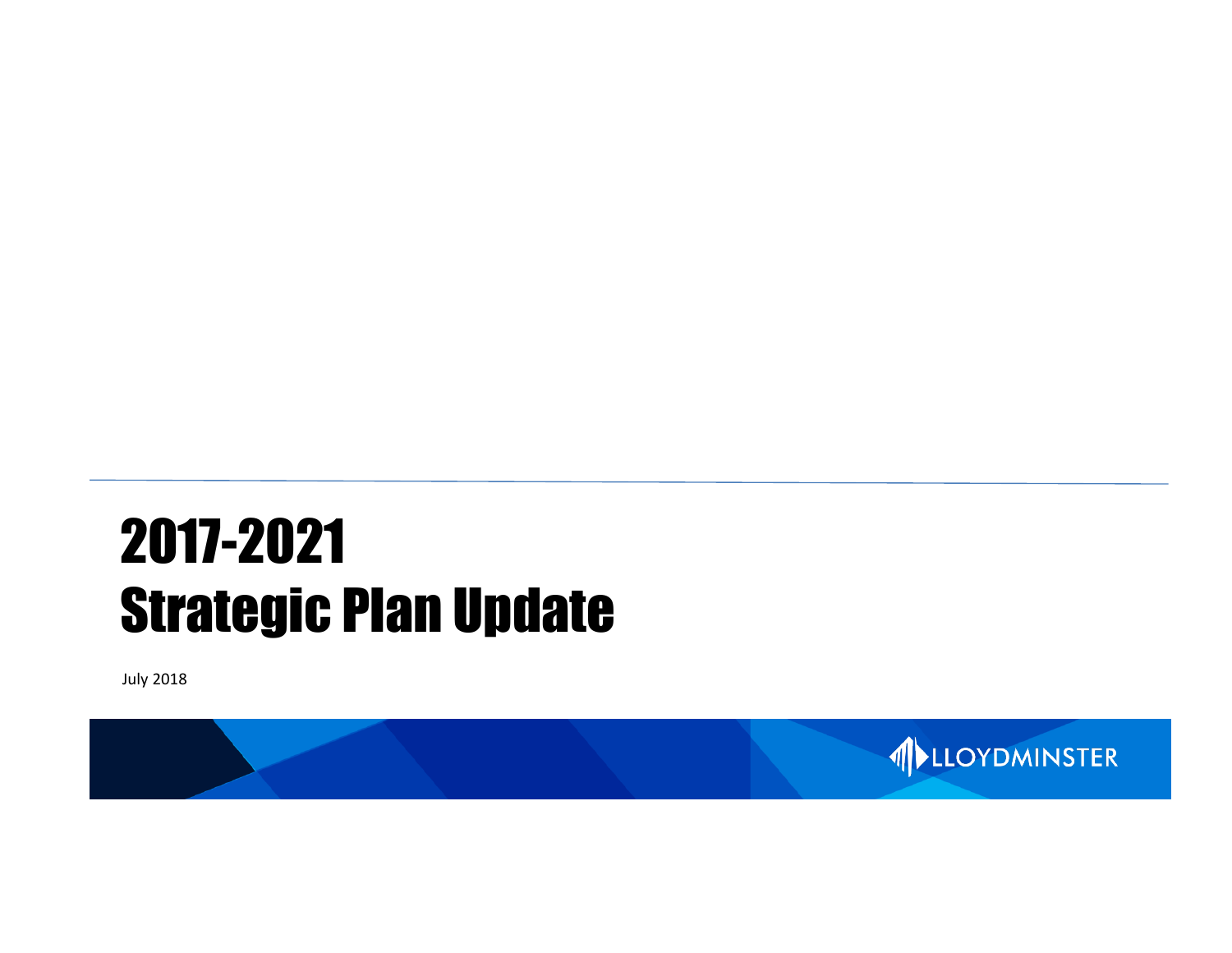# 2017-2021 Strategic Plan Update

July 2018

LLOYDMINSTER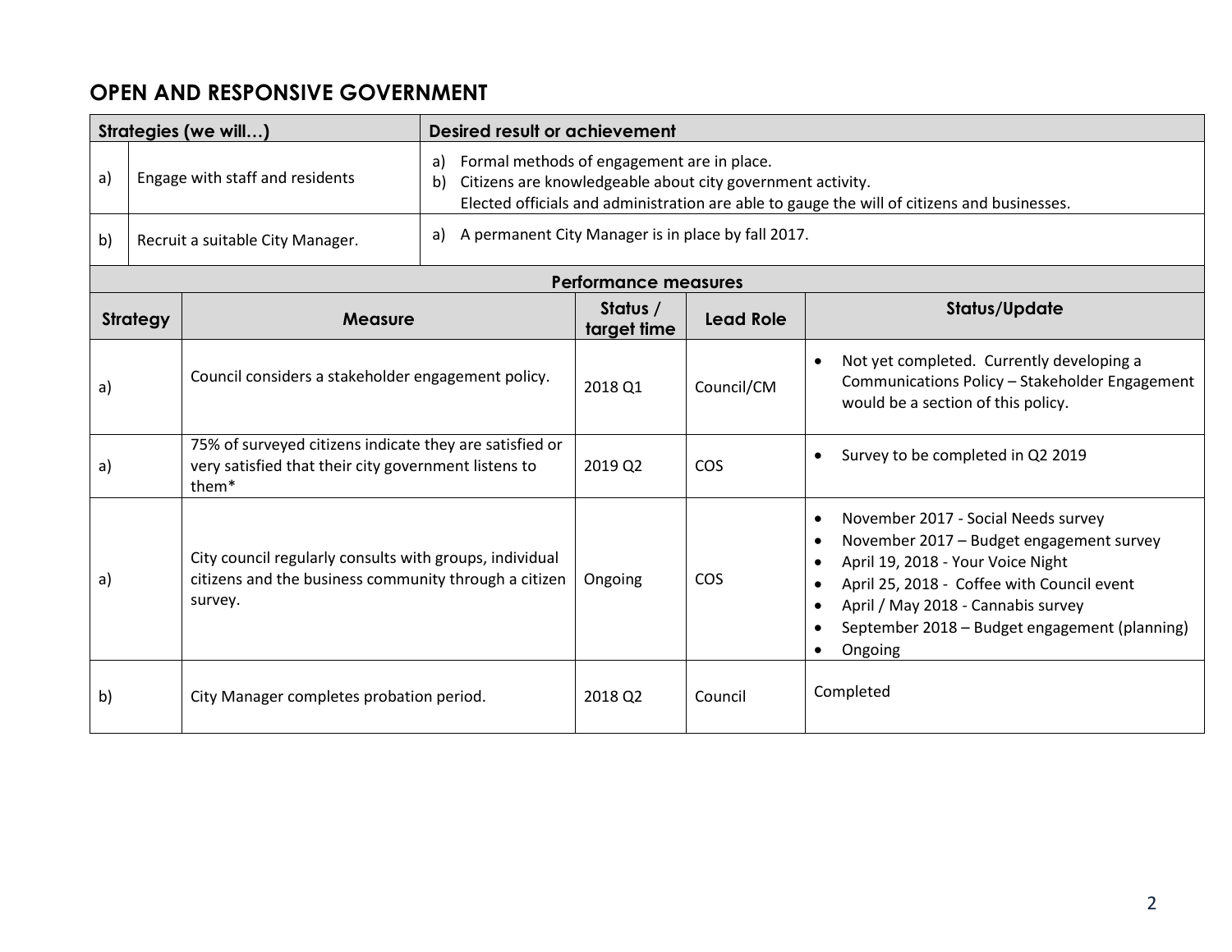## OPEN AND RESPONSIVE GOVERNMENT

| Strategies (we will…) | | Desired result or achievement |
|---|---|---|
| a) | Engage with staff and residents | a) Formal methods of engagement are in place.<br>b) Citizens are knowledgeable about city government activity.<br>Elected officials and administration are able to gauge the will of citizens and businesses. |
| b) | Recruit a suitable City Manager. | a) A permanent City Manager is in place by fall 2017. |

**Performance measures**

| Strategy | Measure | Status / target time | Lead Role | Status/Update |
|---|---|---|---|---|
| a) | Council considers a stakeholder engagement policy. | 2018 Q1 | Council/CM | • Not yet completed. Currently developing a Communications Policy – Stakeholder Engagement would be a section of this policy. |
| a) | 75% of surveyed citizens indicate they are satisfied or very satisfied that their city government listens to them* | 2019 Q2 | COS | • Survey to be completed in Q2 2019 |
| a) | City council regularly consults with groups, individual citizens and the business community through a citizen survey. | Ongoing | COS | • November 2017 - Social Needs survey<br>• November 2017 – Budget engagement survey<br>• April 19, 2018 - Your Voice Night<br>• April 25, 2018 - Coffee with Council event<br>• April / May 2018 - Cannabis survey<br>• September 2018 – Budget engagement (planning)<br>• Ongoing |
| b) | City Manager completes probation period. | 2018 Q2 | Council | Completed |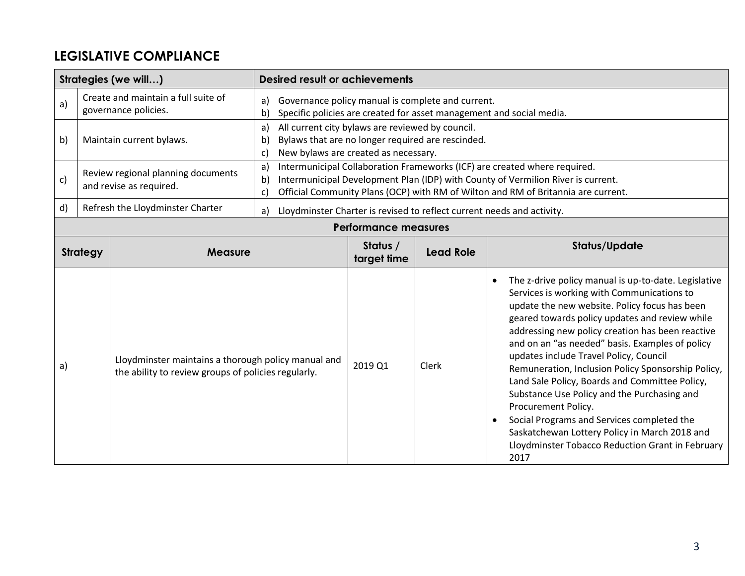## LEGISLATIVE COMPLIANCE

| Strategies (we will…) | | Desired result or achievements |
|---|---|---|
| a) | Create and maintain a full suite of governance policies. | a) Governance policy manual is complete and current.<br>b) Specific policies are created for asset management and social media. |
| b) | Maintain current bylaws. | a) All current city bylaws are reviewed by council.<br>b) Bylaws that are no longer required are rescinded.<br>c) New bylaws are created as necessary. |
| c) | Review regional planning documents and revise as required. | a) Intermunicipal Collaboration Frameworks (ICF) are created where required.<br>b) Intermunicipal Development Plan (IDP) with County of Vermilion River is current.<br>c) Official Community Plans (OCP) with RM of Wilton and RM of Britannia are current. |
| d) | Refresh the Lloydminster Charter | a) Lloydminster Charter is revised to reflect current needs and activity. |

**Performance measures**

| Strategy | Measure | Status / target time | Lead Role | Status/Update |
|---|---|---|---|---|
| a) | Lloydminster maintains a thorough policy manual and the ability to review groups of policies regularly. | 2019 Q1 | Clerk | • The z-drive policy manual is up-to-date. Legislative Services is working with Communications to update the new website. Policy focus has been geared towards policy updates and review while addressing new policy creation has been reactive and on an "as needed" basis. Examples of policy updates include Travel Policy, Council Remuneration, Inclusion Policy Sponsorship Policy, Land Sale Policy, Boards and Committee Policy, Substance Use Policy and the Purchasing and Procurement Policy.<br>• Social Programs and Services completed the Saskatchewan Lottery Policy in March 2018 and Lloydminster Tobacco Reduction Grant in February 2017 |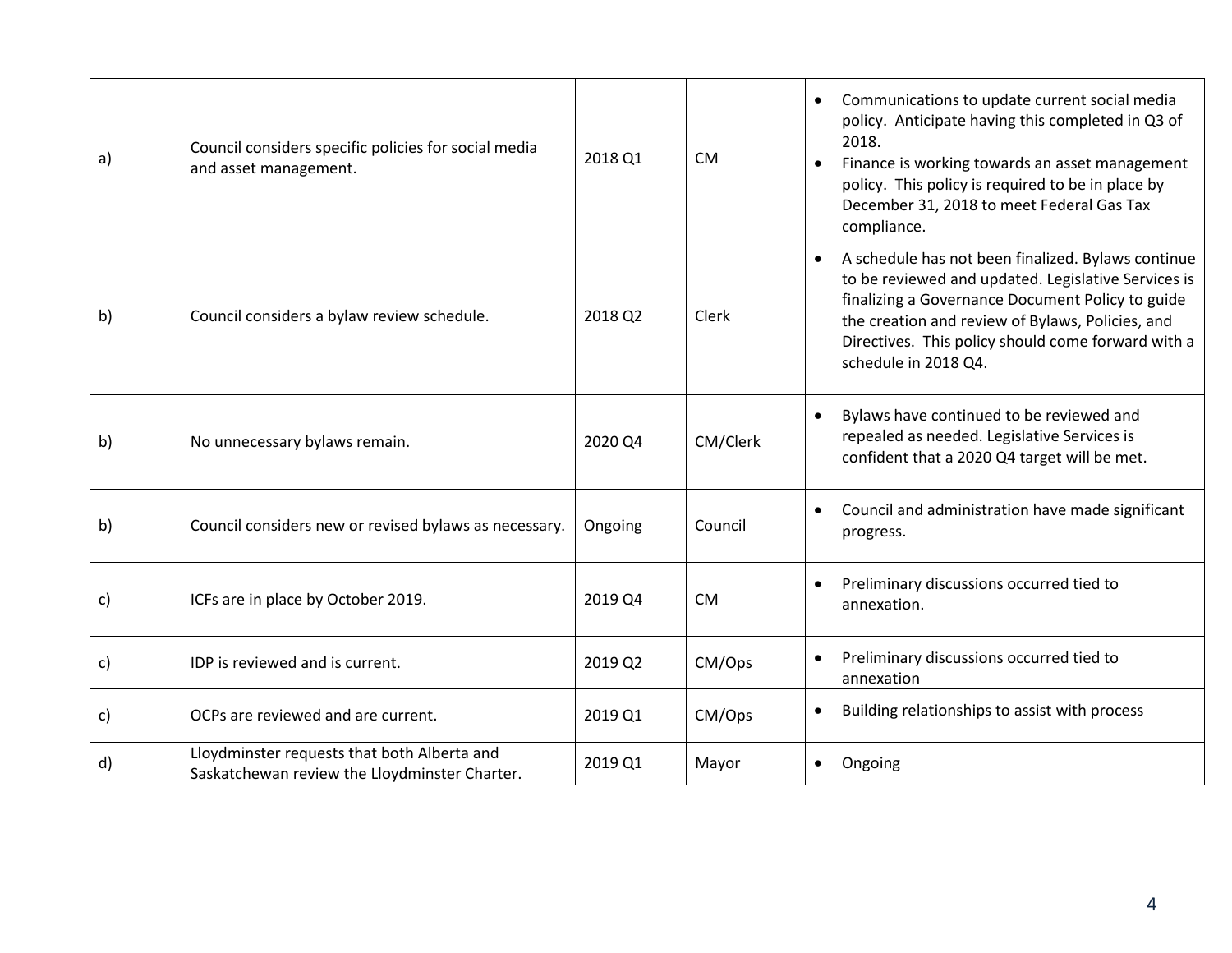| | | | | |
|---|---|---|---|---|
| a) | Council considers specific policies for social media and asset management. | 2018 Q1 | CM | • Communications to update current social media policy. Anticipate having this completed in Q3 of 2018.<br>• Finance is working towards an asset management policy. This policy is required to be in place by December 31, 2018 to meet Federal Gas Tax compliance. |
| b) | Council considers a bylaw review schedule. | 2018 Q2 | Clerk | • A schedule has not been finalized. Bylaws continue to be reviewed and updated. Legislative Services is finalizing a Governance Document Policy to guide the creation and review of Bylaws, Policies, and Directives. This policy should come forward with a schedule in 2018 Q4. |
| b) | No unnecessary bylaws remain. | 2020 Q4 | CM/Clerk | • Bylaws have continued to be reviewed and repealed as needed. Legislative Services is confident that a 2020 Q4 target will be met. |
| b) | Council considers new or revised bylaws as necessary. | Ongoing | Council | • Council and administration have made significant progress. |
| c) | ICFs are in place by October 2019. | 2019 Q4 | CM | • Preliminary discussions occurred tied to annexation. |
| c) | IDP is reviewed and is current. | 2019 Q2 | CM/Ops | • Preliminary discussions occurred tied to annexation |
| c) | OCPs are reviewed and are current. | 2019 Q1 | CM/Ops | • Building relationships to assist with process |
| d) | Lloydminster requests that both Alberta and Saskatchewan review the Lloydminster Charter. | 2019 Q1 | Mayor | • Ongoing |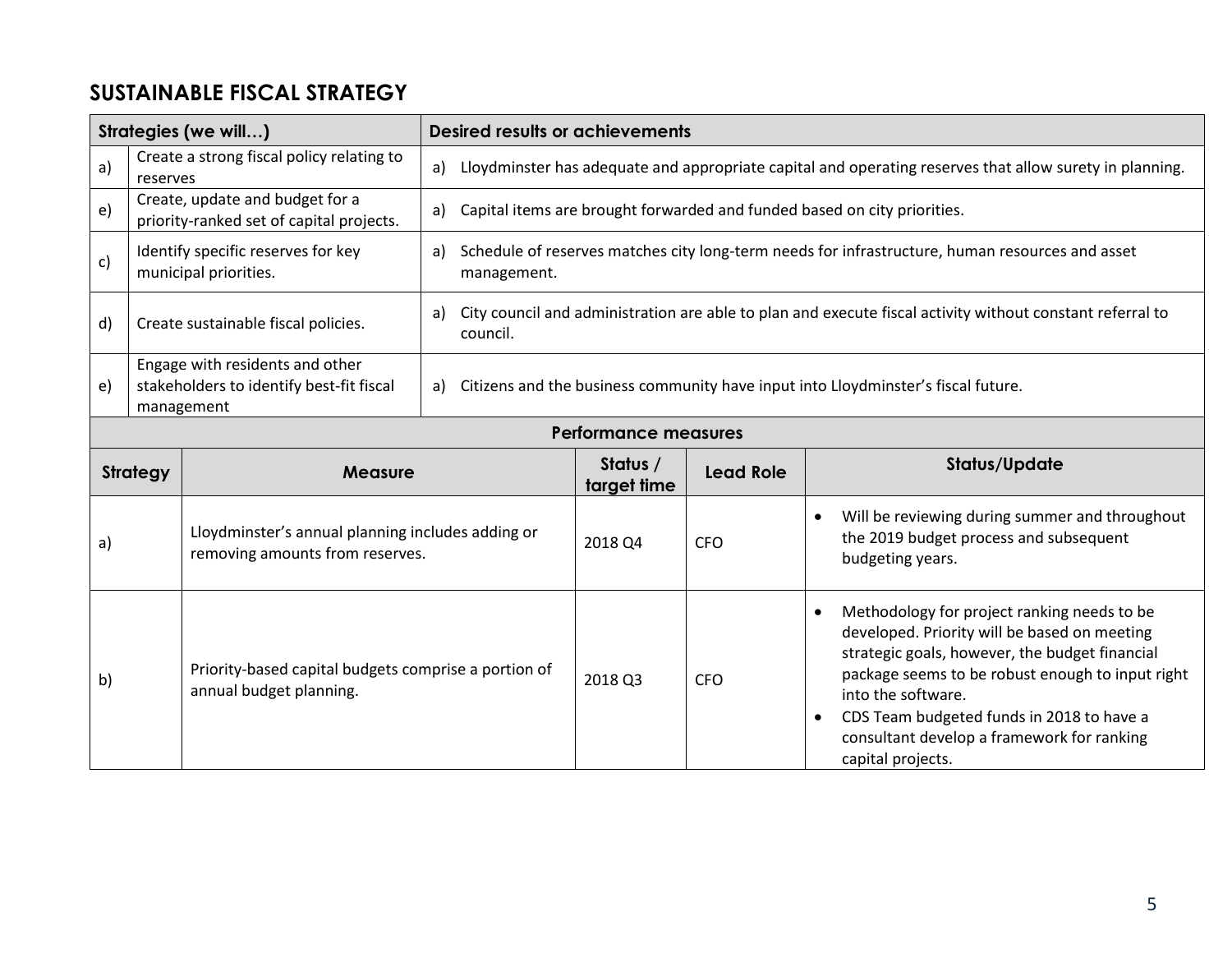## SUSTAINABLE FISCAL STRATEGY

| Strategies (we will…) | | Desired results or achievements |
|---|---|---|
| a) | Create a strong fiscal policy relating to reserves | a) Lloydminster has adequate and appropriate capital and operating reserves that allow surety in planning. |
| e) | Create, update and budget for a priority-ranked set of capital projects. | a) Capital items are brought forwarded and funded based on city priorities. |
| c) | Identify specific reserves for key municipal priorities. | a) Schedule of reserves matches city long-term needs for infrastructure, human resources and asset management. |
| d) | Create sustainable fiscal policies. | a) City council and administration are able to plan and execute fiscal activity without constant referral to council. |
| e) | Engage with residents and other stakeholders to identify best-fit fiscal management | a) Citizens and the business community have input into Lloydminster's fiscal future. |

**Performance measures**

| Strategy | Measure | Status / target time | Lead Role | Status/Update |
|---|---|---|---|---|
| a) | Lloydminster's annual planning includes adding or removing amounts from reserves. | 2018 Q4 | CFO | • Will be reviewing during summer and throughout the 2019 budget process and subsequent budgeting years. |
| b) | Priority-based capital budgets comprise a portion of annual budget planning. | 2018 Q3 | CFO | • Methodology for project ranking needs to be developed. Priority will be based on meeting strategic goals, however, the budget financial package seems to be robust enough to input right into the software.<br>• CDS Team budgeted funds in 2018 to have a consultant develop a framework for ranking capital projects. |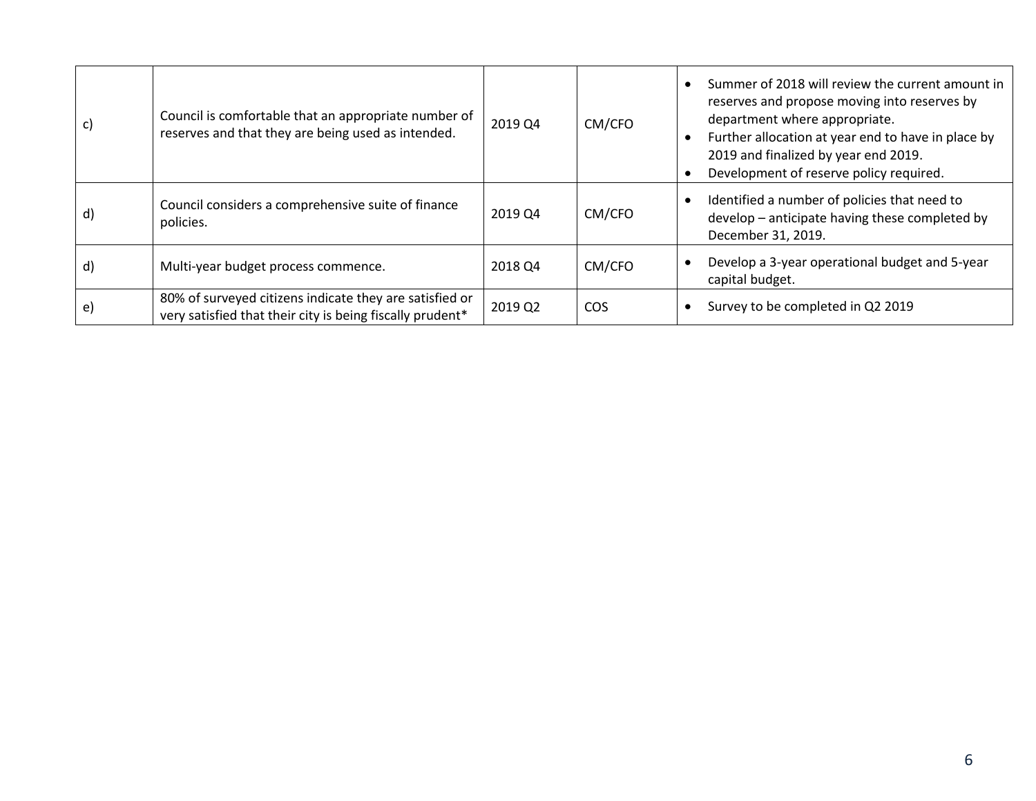| | | | | |
|---|---|---|---|---|
| c) | Council is comfortable that an appropriate number of reserves and that they are being used as intended. | 2019 Q4 | CM/CFO | • Summer of 2018 will review the current amount in reserves and propose moving into reserves by department where appropriate.<br>• Further allocation at year end to have in place by 2019 and finalized by year end 2019.<br>• Development of reserve policy required. |
| d) | Council considers a comprehensive suite of finance policies. | 2019 Q4 | CM/CFO | • Identified a number of policies that need to develop – anticipate having these completed by December 31, 2019. |
| d) | Multi-year budget process commence. | 2018 Q4 | CM/CFO | • Develop a 3-year operational budget and 5-year capital budget. |
| e) | 80% of surveyed citizens indicate they are satisfied or very satisfied that their city is being fiscally prudent* | 2019 Q2 | COS | • Survey to be completed in Q2 2019 |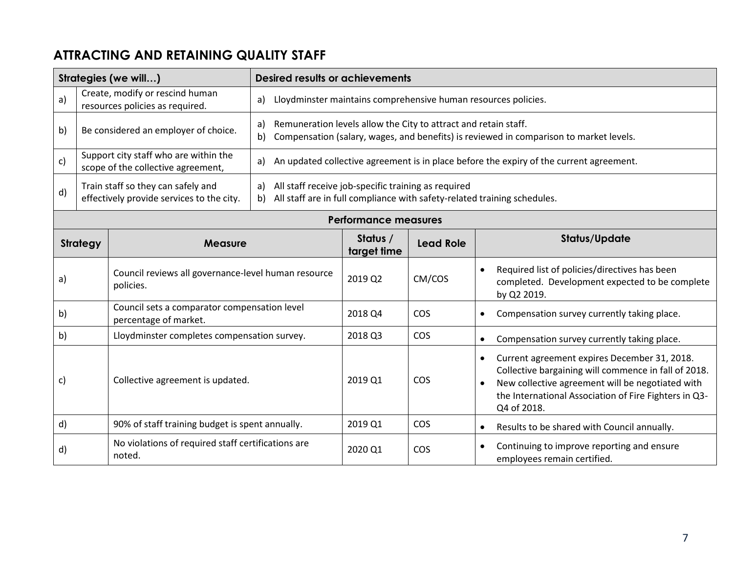## ATTRACTING AND RETAINING QUALITY STAFF

| Strategies (we will…) | | Desired results or achievements |
|---|---|---|
| a) | Create, modify or rescind human resources policies as required. | a) Lloydminster maintains comprehensive human resources policies. |
| b) | Be considered an employer of choice. | a) Remuneration levels allow the City to attract and retain staff.<br>b) Compensation (salary, wages, and benefits) is reviewed in comparison to market levels. |
| c) | Support city staff who are within the scope of the collective agreement, | a) An updated collective agreement is in place before the expiry of the current agreement. |
| d) | Train staff so they can safely and effectively provide services to the city. | a) All staff receive job-specific training as required<br>b) All staff are in full compliance with safety-related training schedules. |

**Performance measures**

| Strategy | Measure | Status / target time | Lead Role | Status/Update |
|---|---|---|---|---|
| a) | Council reviews all governance-level human resource policies. | 2019 Q2 | CM/COS | • Required list of policies/directives has been completed. Development expected to be complete by Q2 2019. |
| b) | Council sets a comparator compensation level percentage of market. | 2018 Q4 | COS | • Compensation survey currently taking place. |
| b) | Lloydminster completes compensation survey. | 2018 Q3 | COS | • Compensation survey currently taking place. |
| c) | Collective agreement is updated. | 2019 Q1 | COS | • Current agreement expires December 31, 2018. Collective bargaining will commence in fall of 2018.<br>• New collective agreement will be negotiated with the International Association of Fire Fighters in Q3-Q4 of 2018. |
| d) | 90% of staff training budget is spent annually. | 2019 Q1 | COS | • Results to be shared with Council annually. |
| d) | No violations of required staff certifications are noted. | 2020 Q1 | COS | • Continuing to improve reporting and ensure employees remain certified. |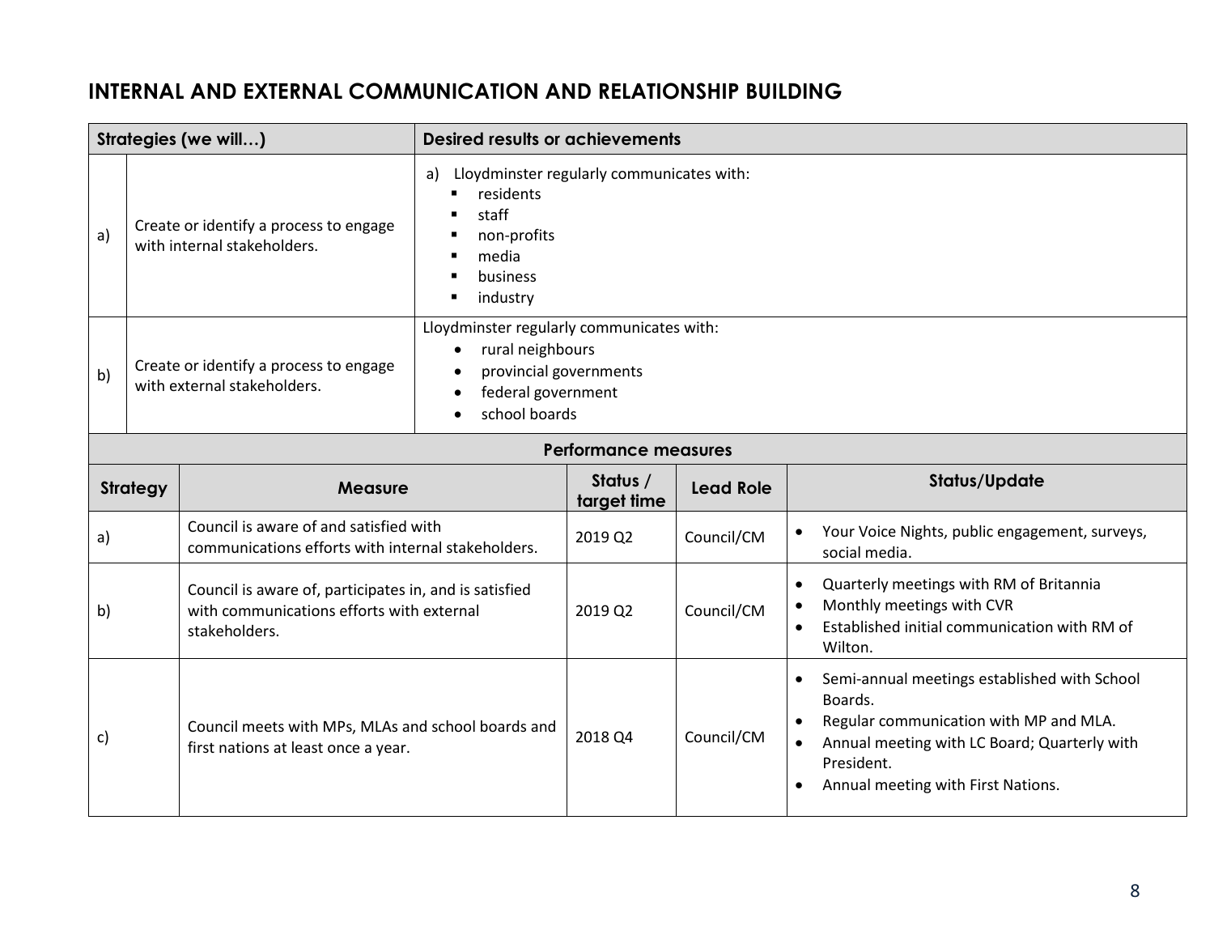## INTERNAL AND EXTERNAL COMMUNICATION AND RELATIONSHIP BUILDING

| Strategies (we will…) | | Desired results or achievements |
|---|---|---|
| a) | Create or identify a process to engage with internal stakeholders. | a) Lloydminster regularly communicates with:<br>▪ residents<br>▪ staff<br>▪ non-profits<br>▪ media<br>▪ business<br>▪ industry |
| b) | Create or identify a process to engage with external stakeholders. | Lloydminster regularly communicates with:<br>• rural neighbours<br>• provincial governments<br>• federal government<br>• school boards |

**Performance measures**

| Strategy | Measure | Status / target time | Lead Role | Status/Update |
|---|---|---|---|---|
| a) | Council is aware of and satisfied with communications efforts with internal stakeholders. | 2019 Q2 | Council/CM | • Your Voice Nights, public engagement, surveys, social media. |
| b) | Council is aware of, participates in, and is satisfied with communications efforts with external stakeholders. | 2019 Q2 | Council/CM | • Quarterly meetings with RM of Britannia<br>• Monthly meetings with CVR<br>• Established initial communication with RM of Wilton. |
| c) | Council meets with MPs, MLAs and school boards and first nations at least once a year. | 2018 Q4 | Council/CM | • Semi-annual meetings established with School Boards.<br>• Regular communication with MP and MLA.<br>• Annual meeting with LC Board; Quarterly with President.<br>• Annual meeting with First Nations. |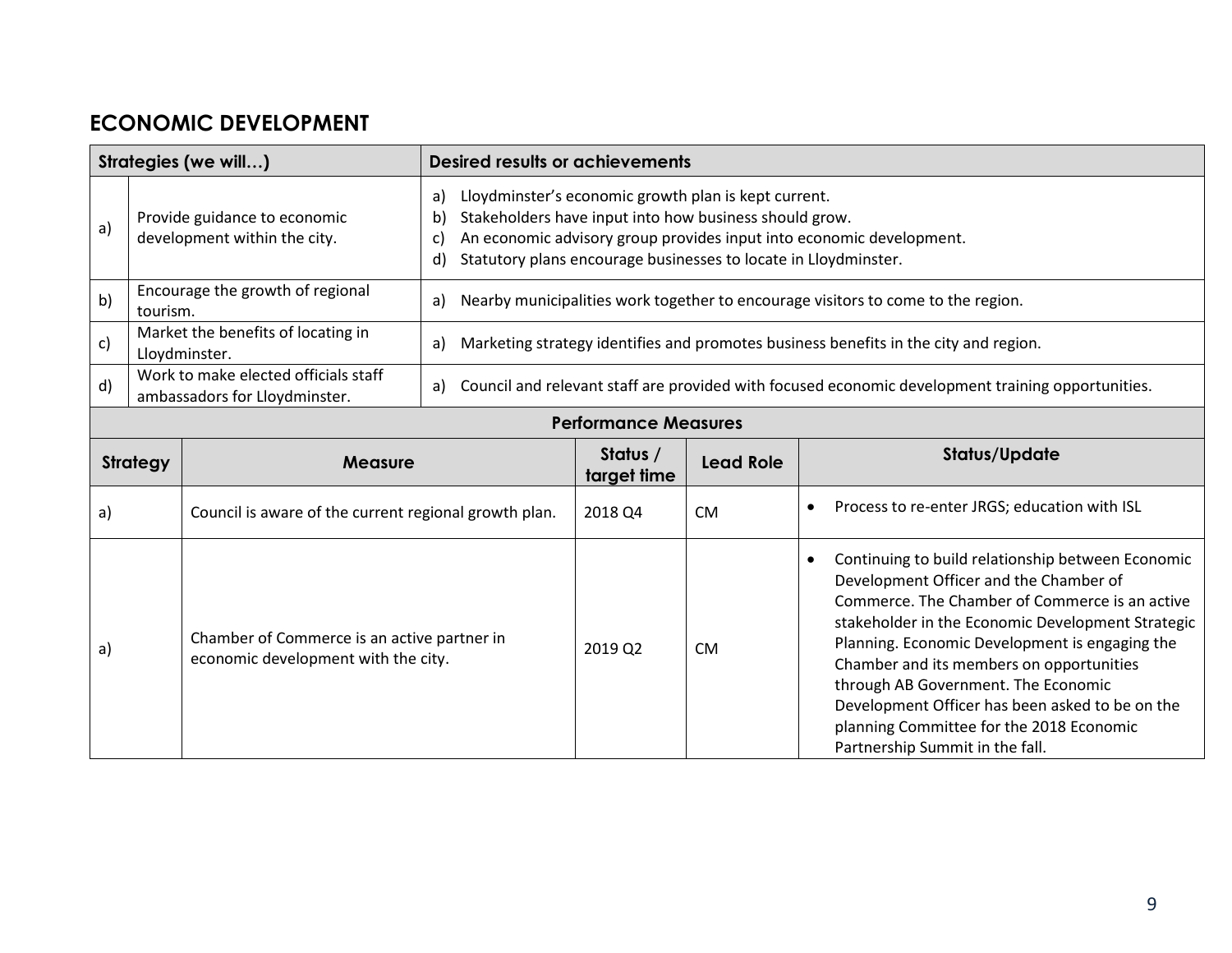## ECONOMIC DEVELOPMENT

| Strategies (we will…) | | Desired results or achievements |
|---|---|---|
| a) | Provide guidance to economic development within the city. | a) Lloydminster's economic growth plan is kept current.<br>b) Stakeholders have input into how business should grow.<br>c) An economic advisory group provides input into economic development.<br>d) Statutory plans encourage businesses to locate in Lloydminster. |
| b) | Encourage the growth of regional tourism. | a) Nearby municipalities work together to encourage visitors to come to the region. |
| c) | Market the benefits of locating in Lloydminster. | a) Marketing strategy identifies and promotes business benefits in the city and region. |
| d) | Work to make elected officials staff ambassadors for Lloydminster. | a) Council and relevant staff are provided with focused economic development training opportunities. |

**Performance Measures**

| Strategy | Measure | Status / target time | Lead Role | Status/Update |
|---|---|---|---|---|
| a) | Council is aware of the current regional growth plan. | 2018 Q4 | CM | • Process to re-enter JRGS; education with ISL |
| a) | Chamber of Commerce is an active partner in economic development with the city. | 2019 Q2 | CM | • Continuing to build relationship between Economic Development Officer and the Chamber of Commerce. The Chamber of Commerce is an active stakeholder in the Economic Development Strategic Planning. Economic Development is engaging the Chamber and its members on opportunities through AB Government. The Economic Development Officer has been asked to be on the planning Committee for the 2018 Economic Partnership Summit in the fall. |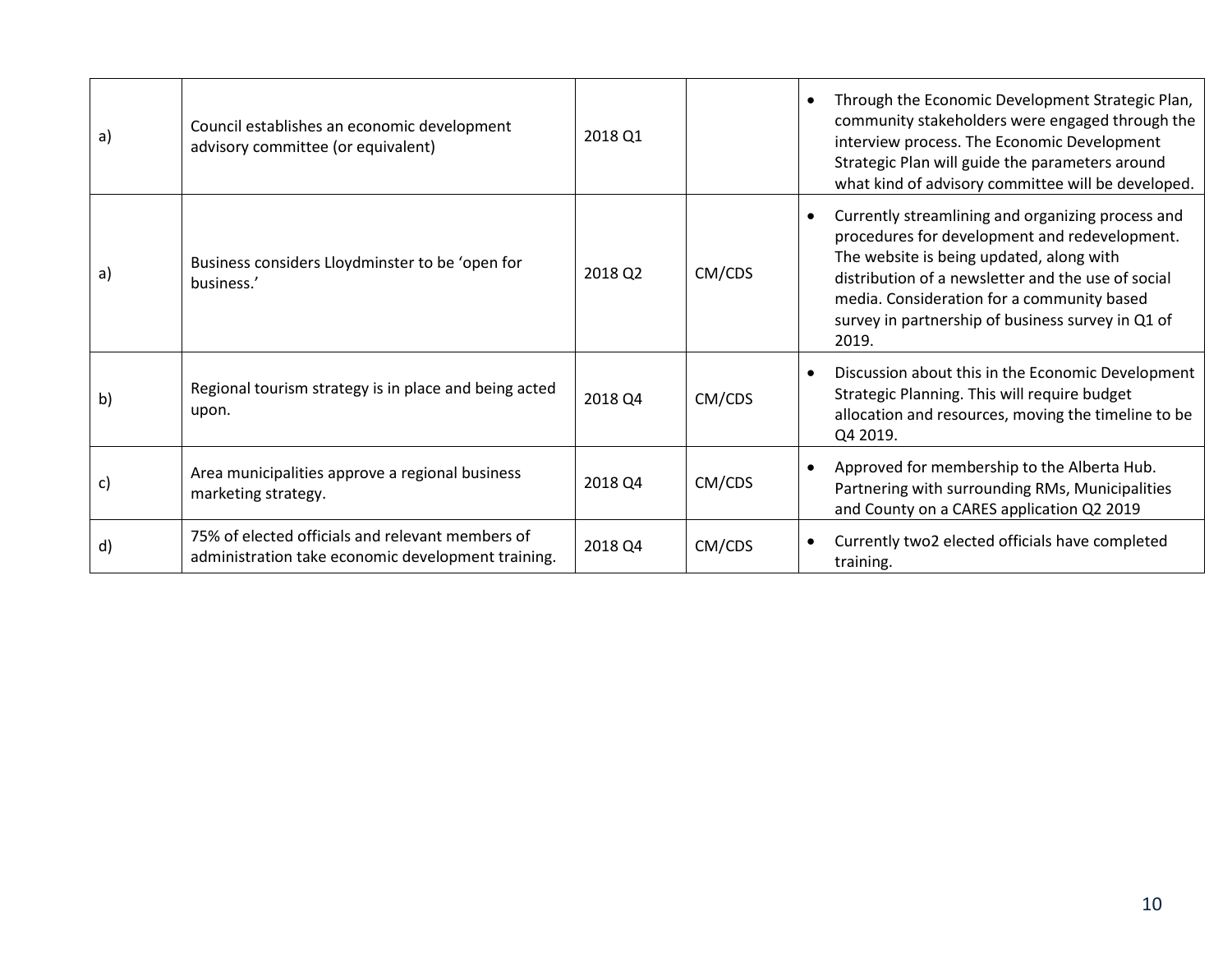| | | | | |
|---|---|---|---|---|
| a) | Council establishes an economic development advisory committee (or equivalent) | 2018 Q1 | | • Through the Economic Development Strategic Plan, community stakeholders were engaged through the interview process. The Economic Development Strategic Plan will guide the parameters around what kind of advisory committee will be developed. |
| a) | Business considers Lloydminster to be 'open for business.' | 2018 Q2 | CM/CDS | • Currently streamlining and organizing process and procedures for development and redevelopment. The website is being updated, along with distribution of a newsletter and the use of social media. Consideration for a community based survey in partnership of business survey in Q1 of 2019. |
| b) | Regional tourism strategy is in place and being acted upon. | 2018 Q4 | CM/CDS | • Discussion about this in the Economic Development Strategic Planning. This will require budget allocation and resources, moving the timeline to be Q4 2019. |
| c) | Area municipalities approve a regional business marketing strategy. | 2018 Q4 | CM/CDS | • Approved for membership to the Alberta Hub. Partnering with surrounding RMs, Municipalities and County on a CARES application Q2 2019 |
| d) | 75% of elected officials and relevant members of administration take economic development training. | 2018 Q4 | CM/CDS | • Currently two2 elected officials have completed training. |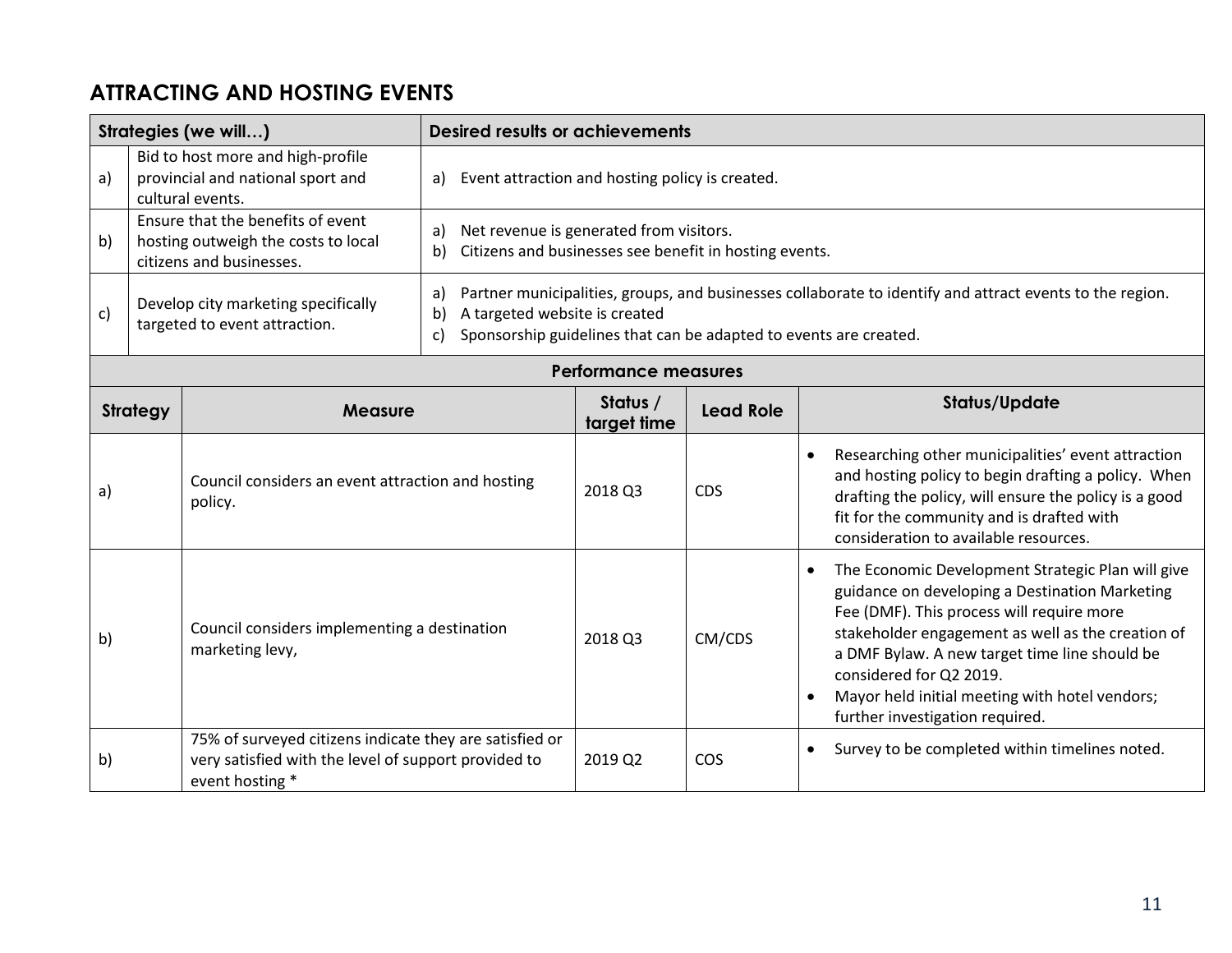## ATTRACTING AND HOSTING EVENTS

| Strategies (we will…) | | Desired results or achievements |
|---|---|---|
| a) | Bid to host more and high-profile provincial and national sport and cultural events. | a) Event attraction and hosting policy is created. |
| b) | Ensure that the benefits of event hosting outweigh the costs to local citizens and businesses. | a) Net revenue is generated from visitors.<br>b) Citizens and businesses see benefit in hosting events. |
| c) | Develop city marketing specifically targeted to event attraction. | a) Partner municipalities, groups, and businesses collaborate to identify and attract events to the region.<br>b) A targeted website is created<br>c) Sponsorship guidelines that can be adapted to events are created. |

**Performance measures**

| Strategy | Measure | Status / target time | Lead Role | Status/Update |
|---|---|---|---|---|
| a) | Council considers an event attraction and hosting policy. | 2018 Q3 | CDS | • Researching other municipalities' event attraction and hosting policy to begin drafting a policy. When drafting the policy, will ensure the policy is a good fit for the community and is drafted with consideration to available resources. |
| b) | Council considers implementing a destination marketing levy, | 2018 Q3 | CM/CDS | • The Economic Development Strategic Plan will give guidance on developing a Destination Marketing Fee (DMF). This process will require more stakeholder engagement as well as the creation of a DMF Bylaw. A new target time line should be considered for Q2 2019.<br>• Mayor held initial meeting with hotel vendors; further investigation required. |
| b) | 75% of surveyed citizens indicate they are satisfied or very satisfied with the level of support provided to event hosting * | 2019 Q2 | COS | • Survey to be completed within timelines noted. |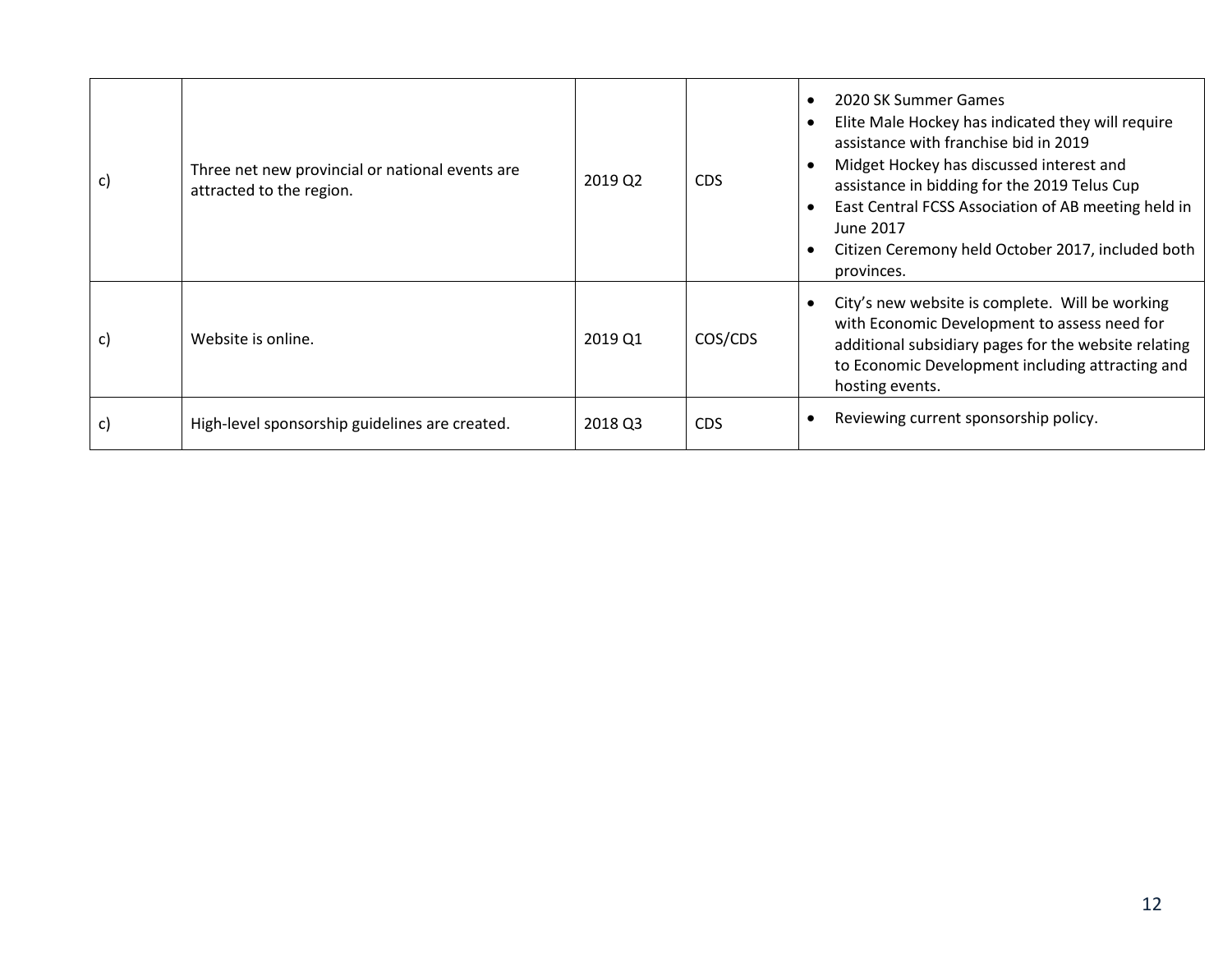| | | | | |
|---|---|---|---|---|
| c) | Three net new provincial or national events are attracted to the region. | 2019 Q2 | CDS | • 2020 SK Summer Games<br>• Elite Male Hockey has indicated they will require assistance with franchise bid in 2019<br>• Midget Hockey has discussed interest and assistance in bidding for the 2019 Telus Cup<br>• East Central FCSS Association of AB meeting held in June 2017<br>• Citizen Ceremony held October 2017, included both provinces. |
| c) | Website is online. | 2019 Q1 | COS/CDS | • City's new website is complete. Will be working with Economic Development to assess need for additional subsidiary pages for the website relating to Economic Development including attracting and hosting events. |
| c) | High-level sponsorship guidelines are created. | 2018 Q3 | CDS | • Reviewing current sponsorship policy. |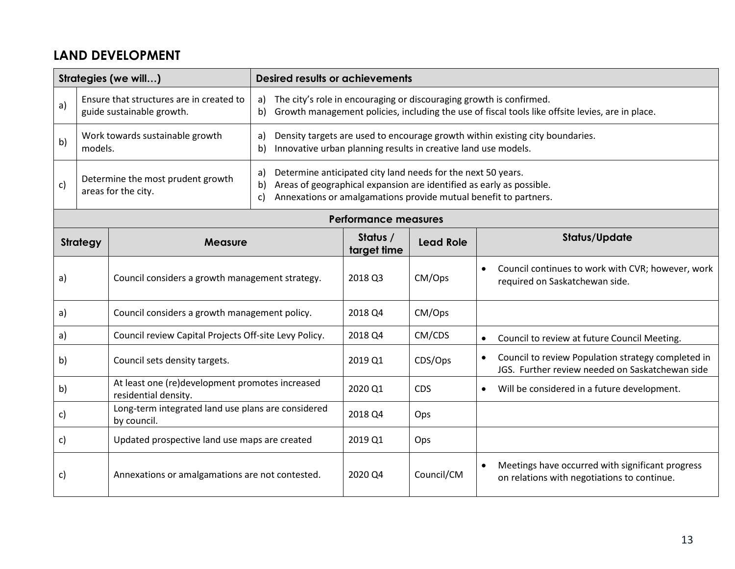## LAND DEVELOPMENT

| | Strategies (we will…) | Desired results or achievements |
|---|---|---|
| a) | Ensure that structures are in created to guide sustainable growth. | a) The city's role in encouraging or discouraging growth is confirmed.<br>b) Growth management policies, including the use of fiscal tools like offsite levies, are in place. |
| b) | Work towards sustainable growth models. | a) Density targets are used to encourage growth within existing city boundaries.<br>b) Innovative urban planning results in creative land use models. |
| c) | Determine the most prudent growth areas for the city. | a) Determine anticipated city land needs for the next 50 years.<br>b) Areas of geographical expansion are identified as early as possible.<br>c) Annexations or amalgamations provide mutual benefit to partners. |

**Performance measures**

| Strategy | Measure | Status / target time | Lead Role | Status/Update |
|---|---|---|---|---|
| a) | Council considers a growth management strategy. | 2018 Q3 | CM/Ops | • Council continues to work with CVR; however, work required on Saskatchewan side. |
| a) | Council considers a growth management policy. | 2018 Q4 | CM/Ops | |
| a) | Council review Capital Projects Off-site Levy Policy. | 2018 Q4 | CM/CDS | • Council to review at future Council Meeting. |
| b) | Council sets density targets. | 2019 Q1 | CDS/Ops | • Council to review Population strategy completed in JGS. Further review needed on Saskatchewan side |
| b) | At least one (re)development promotes increased residential density. | 2020 Q1 | CDS | • Will be considered in a future development. |
| c) | Long-term integrated land use plans are considered by council. | 2018 Q4 | Ops | |
| c) | Updated prospective land use maps are created | 2019 Q1 | Ops | |
| c) | Annexations or amalgamations are not contested. | 2020 Q4 | Council/CM | • Meetings have occurred with significant progress on relations with negotiations to continue. |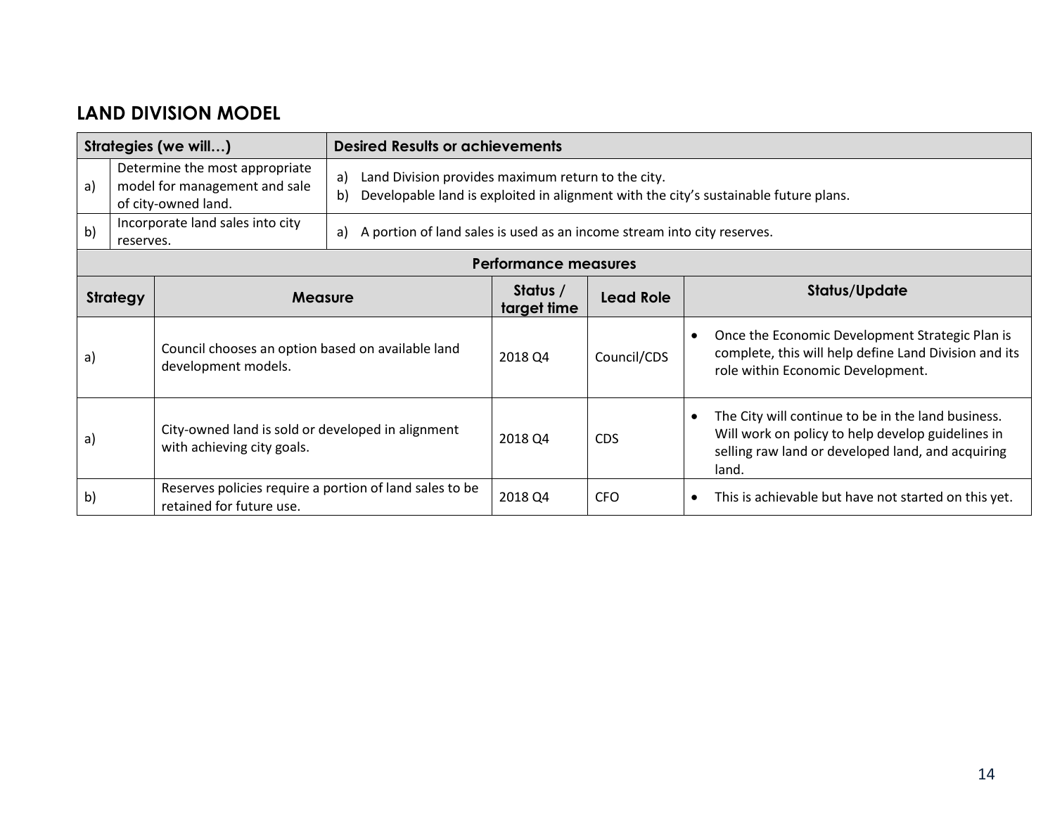## LAND DIVISION MODEL

| Strategies (we will…) | | Desired Results or achievements |
|---|---|---|
| a) | Determine the most appropriate model for management and sale of city-owned land. | a) Land Division provides maximum return to the city.<br>b) Developable land is exploited in alignment with the city's sustainable future plans. |
| b) | Incorporate land sales into city reserves. | a) A portion of land sales is used as an income stream into city reserves. |

**Performance measures**

| Strategy | Measure | Status / target time | Lead Role | Status/Update |
|---|---|---|---|---|
| a) | Council chooses an option based on available land development models. | 2018 Q4 | Council/CDS | • Once the Economic Development Strategic Plan is complete, this will help define Land Division and its role within Economic Development. |
| a) | City-owned land is sold or developed in alignment with achieving city goals. | 2018 Q4 | CDS | • The City will continue to be in the land business. Will work on policy to help develop guidelines in selling raw land or developed land, and acquiring land. |
| b) | Reserves policies require a portion of land sales to be retained for future use. | 2018 Q4 | CFO | • This is achievable but have not started on this yet. |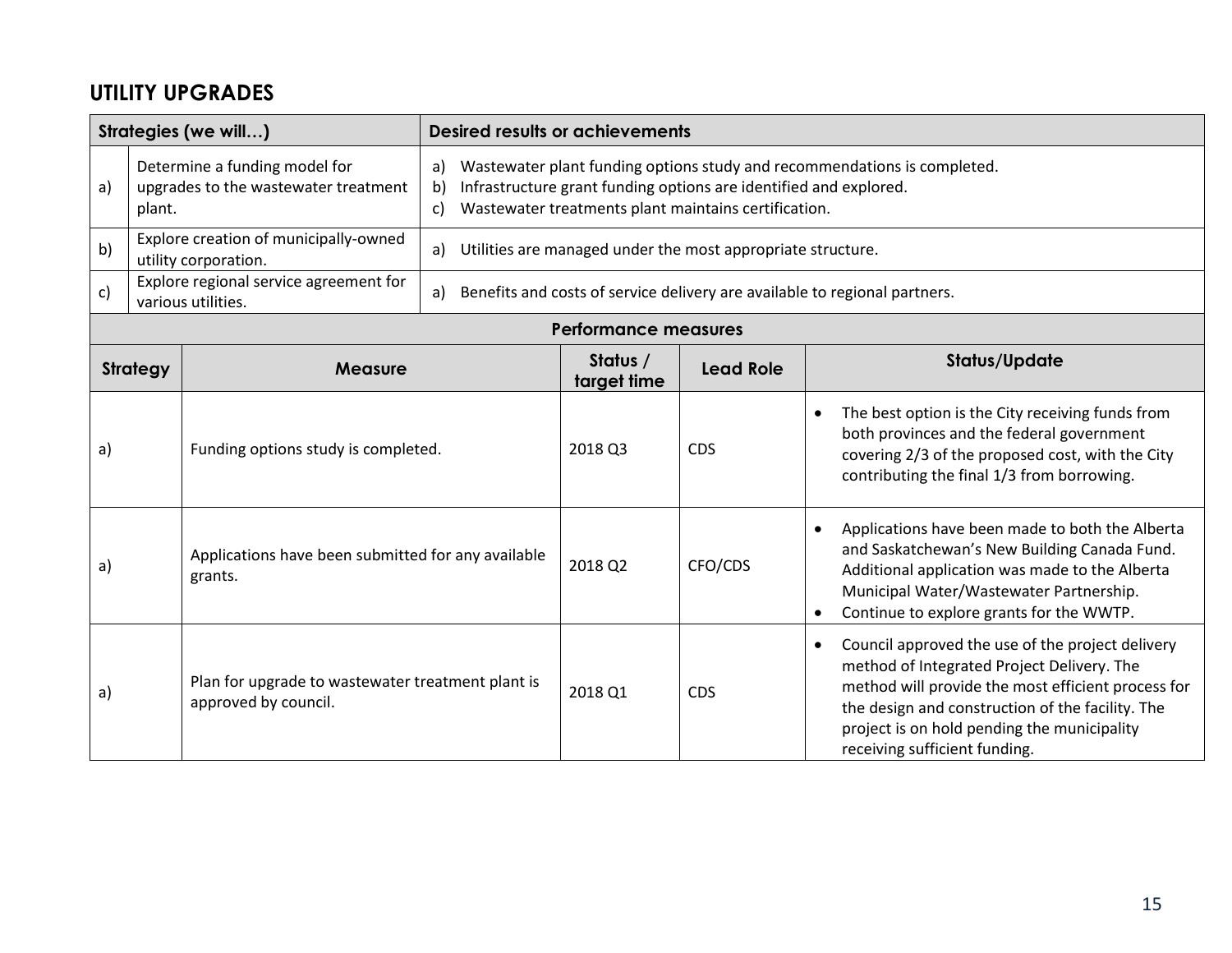## UTILITY UPGRADES

| | Strategies (we will…) | Desired results or achievements |
|---|---|---|
| a) | Determine a funding model for upgrades to the wastewater treatment plant. | a) Wastewater plant funding options study and recommendations is completed.<br>b) Infrastructure grant funding options are identified and explored.<br>c) Wastewater treatments plant maintains certification. |
| b) | Explore creation of municipally-owned utility corporation. | a) Utilities are managed under the most appropriate structure. |
| c) | Explore regional service agreement for various utilities. | a) Benefits and costs of service delivery are available to regional partners. |

**Performance measures**

| Strategy | Measure | Status / target time | Lead Role | Status/Update |
|---|---|---|---|---|
| a) | Funding options study is completed. | 2018 Q3 | CDS | • The best option is the City receiving funds from both provinces and the federal government covering 2/3 of the proposed cost, with the City contributing the final 1/3 from borrowing. |
| a) | Applications have been submitted for any available grants. | 2018 Q2 | CFO/CDS | • Applications have been made to both the Alberta and Saskatchewan's New Building Canada Fund. Additional application was made to the Alberta Municipal Water/Wastewater Partnership.<br>• Continue to explore grants for the WWTP. |
| a) | Plan for upgrade to wastewater treatment plant is approved by council. | 2018 Q1 | CDS | • Council approved the use of the project delivery method of Integrated Project Delivery. The method will provide the most efficient process for the design and construction of the facility. The project is on hold pending the municipality receiving sufficient funding. |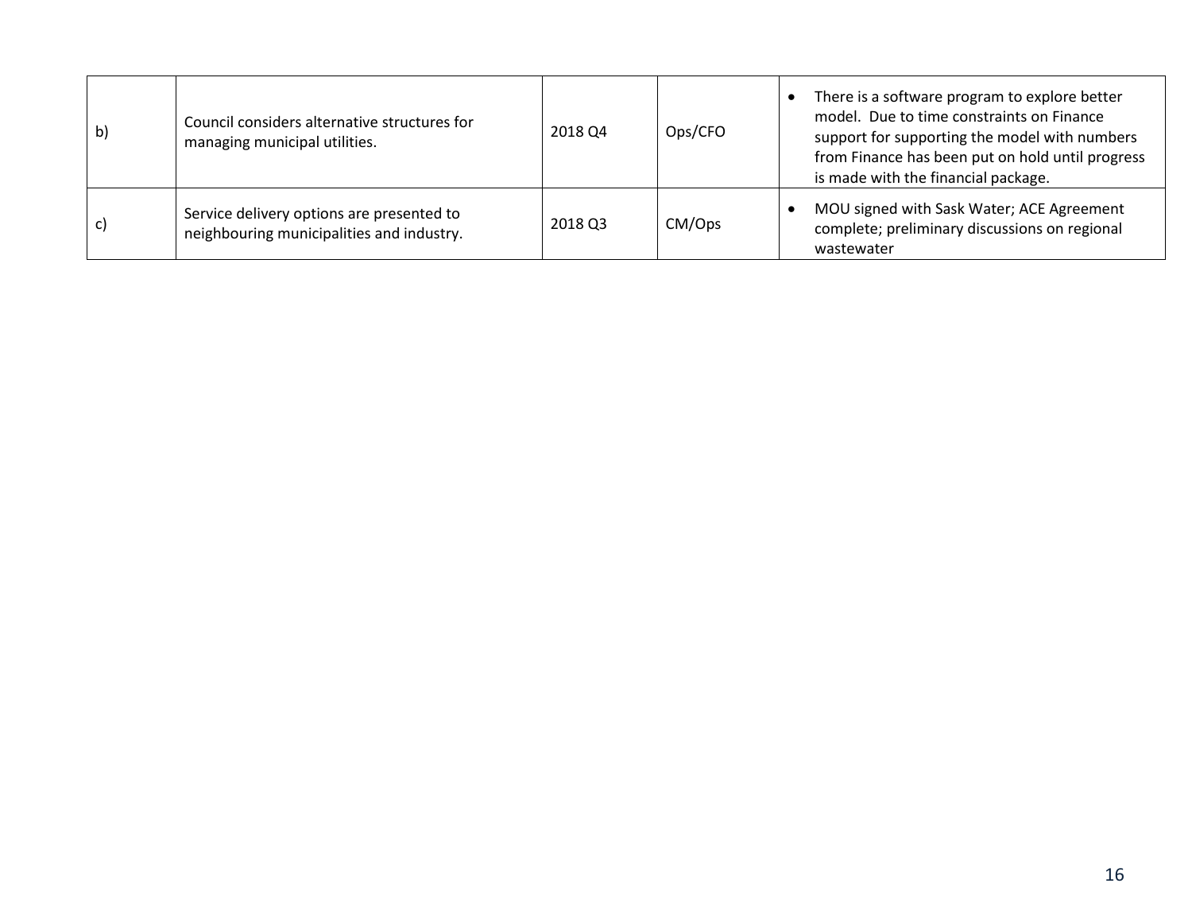| | | | | |
|---|---|---|---|---|
| b) | Council considers alternative structures for managing municipal utilities. | 2018 Q4 | Ops/CFO | • There is a software program to explore better model. Due to time constraints on Finance support for supporting the model with numbers from Finance has been put on hold until progress is made with the financial package. |
| c) | Service delivery options are presented to neighbouring municipalities and industry. | 2018 Q3 | CM/Ops | • MOU signed with Sask Water; ACE Agreement complete; preliminary discussions on regional wastewater |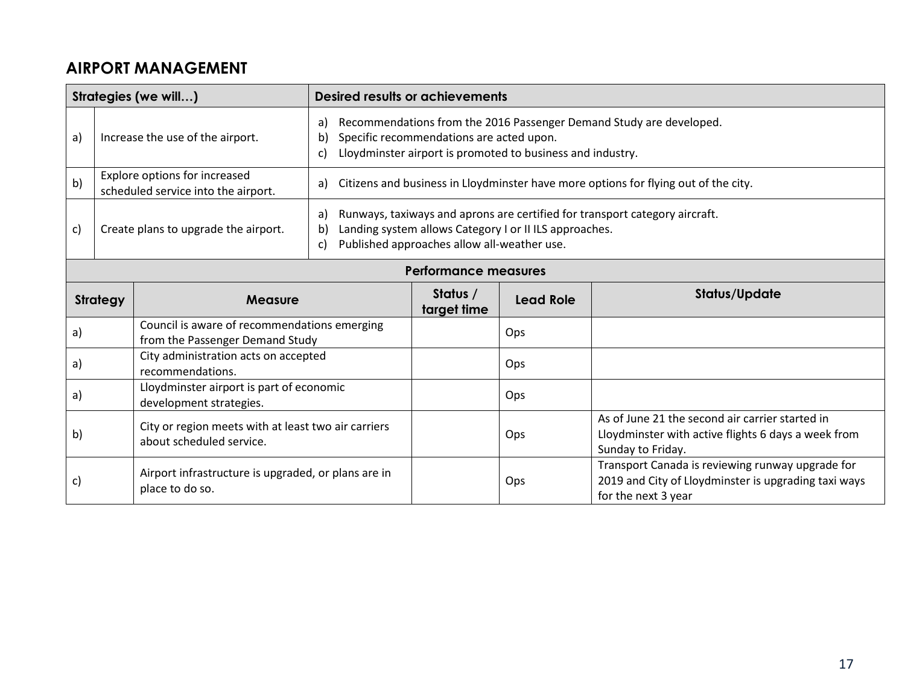## AIRPORT MANAGEMENT

| Strategies (we will…) | | Desired results or achievements |
|---|---|---|
| a) | Increase the use of the airport. | a) Recommendations from the 2016 Passenger Demand Study are developed.<br>b) Specific recommendations are acted upon.<br>c) Lloydminster airport is promoted to business and industry. |
| b) | Explore options for increased scheduled service into the airport. | a) Citizens and business in Lloydminster have more options for flying out of the city. |
| c) | Create plans to upgrade the airport. | a) Runways, taxiways and aprons are certified for transport category aircraft.<br>b) Landing system allows Category I or II ILS approaches.<br>c) Published approaches allow all-weather use. |

**Performance measures**

| Strategy | Measure | Status / target time | Lead Role | Status/Update |
|---|---|---|---|---|
| a) | Council is aware of recommendations emerging from the Passenger Demand Study | | Ops | |
| a) | City administration acts on accepted recommendations. | | Ops | |
| a) | Lloydminster airport is part of economic development strategies. | | Ops | |
| b) | City or region meets with at least two air carriers about scheduled service. | | Ops | As of June 21 the second air carrier started in Lloydminster with active flights 6 days a week from Sunday to Friday. |
| c) | Airport infrastructure is upgraded, or plans are in place to do so. | | Ops | Transport Canada is reviewing runway upgrade for 2019 and City of Lloydminster is upgrading taxi ways for the next 3 year |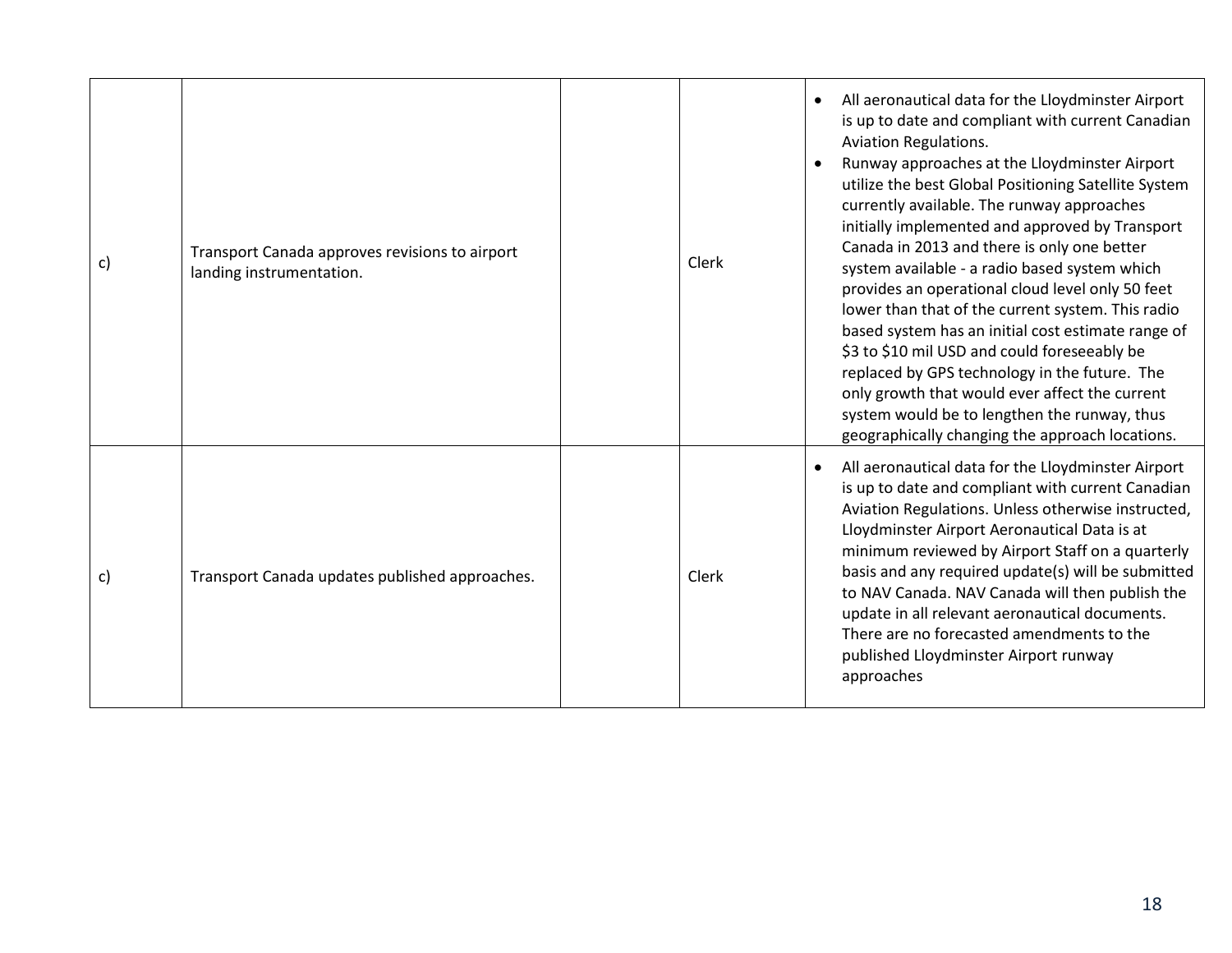| | | | | |
|---|---|---|---|---|
| c) | Transport Canada approves revisions to airport landing instrumentation. | | Clerk | • All aeronautical data for the Lloydminster Airport is up to date and compliant with current Canadian Aviation Regulations.<br>• Runway approaches at the Lloydminster Airport utilize the best Global Positioning Satellite System currently available. The runway approaches initially implemented and approved by Transport Canada in 2013 and there is only one better system available - a radio based system which provides an operational cloud level only 50 feet lower than that of the current system. This radio based system has an initial cost estimate range of \$3 to \$10 mil USD and could foreseeably be replaced by GPS technology in the future. The only growth that would ever affect the current system would be to lengthen the runway, thus geographically changing the approach locations. |
| c) | Transport Canada updates published approaches. | | Clerk | • All aeronautical data for the Lloydminster Airport is up to date and compliant with current Canadian Aviation Regulations. Unless otherwise instructed, Lloydminster Airport Aeronautical Data is at minimum reviewed by Airport Staff on a quarterly basis and any required update(s) will be submitted to NAV Canada. NAV Canada will then publish the update in all relevant aeronautical documents. There are no forecasted amendments to the published Lloydminster Airport runway approaches |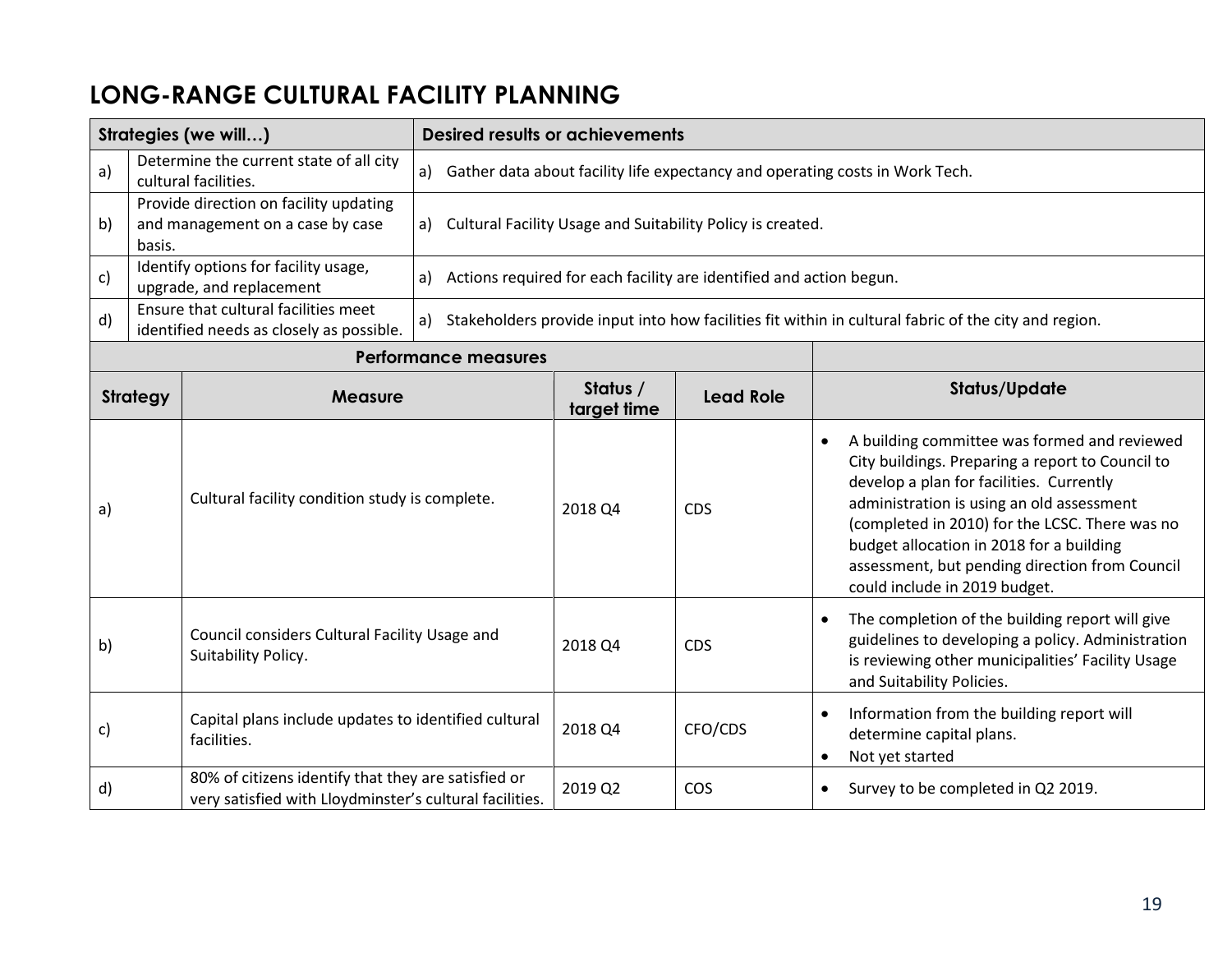# LONG-RANGE CULTURAL FACILITY PLANNING

| | Strategies (we will…) | Desired results or achievements |
|---|---|---|
| a) | Determine the current state of all city cultural facilities. | a) Gather data about facility life expectancy and operating costs in Work Tech. |
| b) | Provide direction on facility updating and management on a case by case basis. | a) Cultural Facility Usage and Suitability Policy is created. |
| c) | Identify options for facility usage, upgrade, and replacement | a) Actions required for each facility are identified and action begun. |
| d) | Ensure that cultural facilities meet identified needs as closely as possible. | a) Stakeholders provide input into how facilities fit within in cultural fabric of the city and region. |

| Performance measures | | | | |
|---|---|---|---|---|
| **Strategy** | **Measure** | **Status / target time** | **Lead Role** | **Status/Update** |
| a) | Cultural facility condition study is complete. | 2018 Q4 | CDS | • A building committee was formed and reviewed City buildings. Preparing a report to Council to develop a plan for facilities. Currently administration is using an old assessment (completed in 2010) for the LCSC. There was no budget allocation in 2018 for a building assessment, but pending direction from Council could include in 2019 budget. |
| b) | Council considers Cultural Facility Usage and Suitability Policy. | 2018 Q4 | CDS | • The completion of the building report will give guidelines to developing a policy. Administration is reviewing other municipalities' Facility Usage and Suitability Policies. |
| c) | Capital plans include updates to identified cultural facilities. | 2018 Q4 | CFO/CDS | • Information from the building report will determine capital plans. <br> • Not yet started |
| d) | 80% of citizens identify that they are satisfied or very satisfied with Lloydminster's cultural facilities. | 2019 Q2 | COS | • Survey to be completed in Q2 2019. |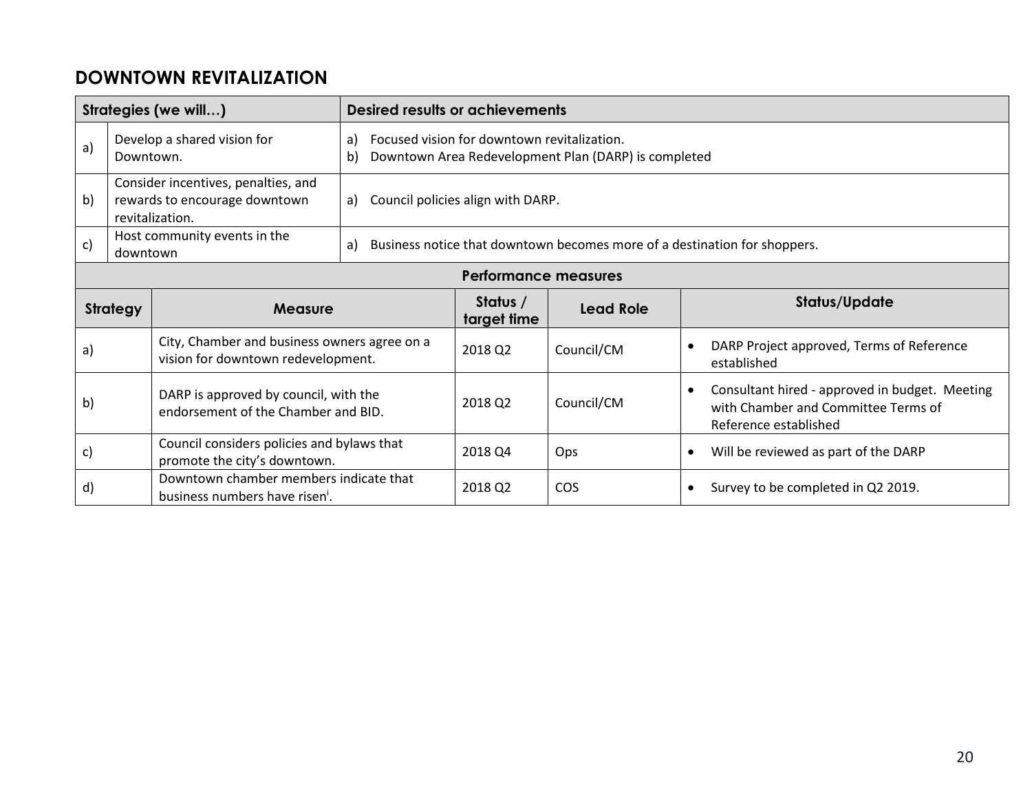## DOWNTOWN REVITALIZATION

| | Strategies (we will…) | Desired results or achievements |
|---|---|---|
| a) | Develop a shared vision for Downtown. | a) Focused vision for downtown revitalization.<br>b) Downtown Area Redevelopment Plan (DARP) is completed |
| b) | Consider incentives, penalties, and rewards to encourage downtown revitalization. | a) Council policies align with DARP. |
| c) | Host community events in the downtown | a) Business notice that downtown becomes more of a destination for shoppers. |

**Performance measures**

| Strategy | Measure | Status / target time | Lead Role | Status/Update |
|---|---|---|---|---|
| a) | City, Chamber and business owners agree on a vision for downtown redevelopment. | 2018 Q2 | Council/CM | • DARP Project approved, Terms of Reference established |
| b) | DARP is approved by council, with the endorsement of the Chamber and BID. | 2018 Q2 | Council/CM | • Consultant hired - approved in budget. Meeting with Chamber and Committee Terms of Reference established |
| c) | Council considers policies and bylaws that promote the city's downtown. | 2018 Q4 | Ops | • Will be reviewed as part of the DARP |
| d) | Downtown chamber members indicate that business numbers have risen[i]. | 2018 Q2 | COS | • Survey to be completed in Q2 2019. |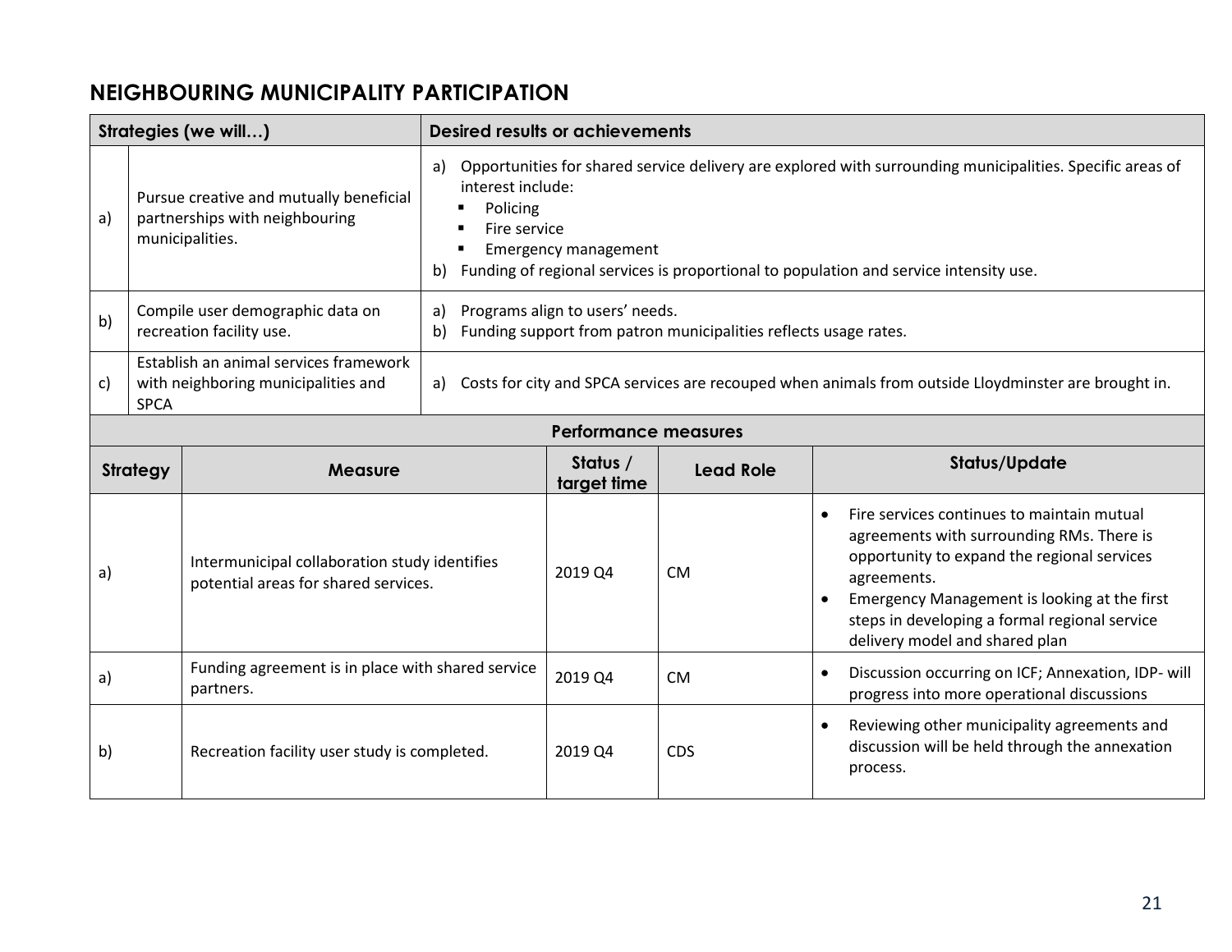## NEIGHBOURING MUNICIPALITY PARTICIPATION

| Strategies (we will…) | | Desired results or achievements |
|---|---|---|
| a) | Pursue creative and mutually beneficial partnerships with neighbouring municipalities. | a) Opportunities for shared service delivery are explored with surrounding municipalities. Specific areas of interest include:<br>▪ Policing<br>▪ Fire service<br>▪ Emergency management<br>b) Funding of regional services is proportional to population and service intensity use. |
| b) | Compile user demographic data on recreation facility use. | a) Programs align to users' needs.<br>b) Funding support from patron municipalities reflects usage rates. |
| c) | Establish an animal services framework with neighboring municipalities and SPCA | a) Costs for city and SPCA services are recouped when animals from outside Lloydminster are brought in. |

**Performance measures**

| Strategy | Measure | Status / target time | Lead Role | Status/Update |
|---|---|---|---|---|
| a) | Intermunicipal collaboration study identifies potential areas for shared services. | 2019 Q4 | CM | • Fire services continues to maintain mutual agreements with surrounding RMs. There is opportunity to expand the regional services agreements.<br>• Emergency Management is looking at the first steps in developing a formal regional service delivery model and shared plan |
| a) | Funding agreement is in place with shared service partners. | 2019 Q4 | CM | • Discussion occurring on ICF; Annexation, IDP- will progress into more operational discussions |
| b) | Recreation facility user study is completed. | 2019 Q4 | CDS | • Reviewing other municipality agreements and discussion will be held through the annexation process. |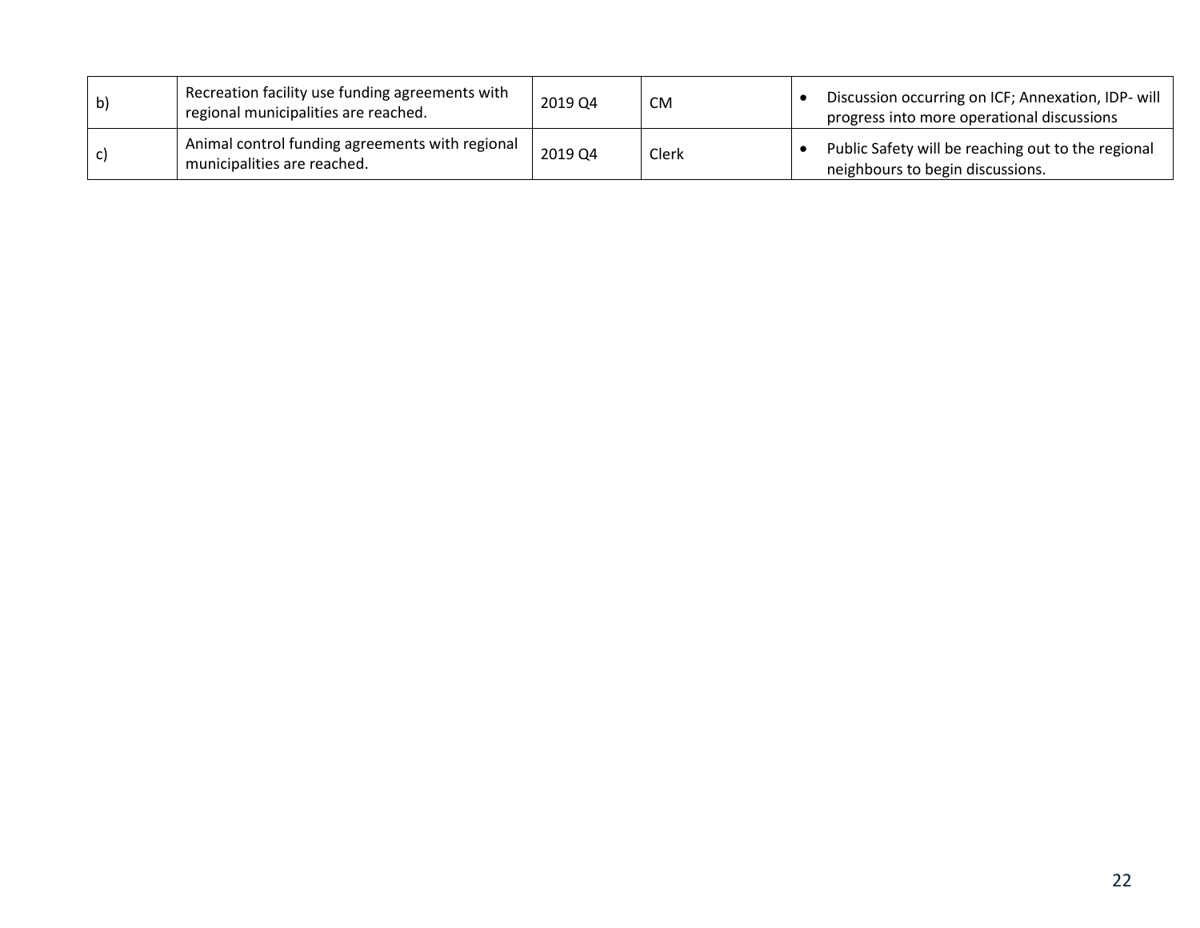| | | | | |
|---|---|---|---|---|
| b) | Recreation facility use funding agreements with regional municipalities are reached. | 2019 Q4 | CM | • Discussion occurring on ICF; Annexation, IDP- will progress into more operational discussions |
| c) | Animal control funding agreements with regional municipalities are reached. | 2019 Q4 | Clerk | • Public Safety will be reaching out to the regional neighbours to begin discussions. |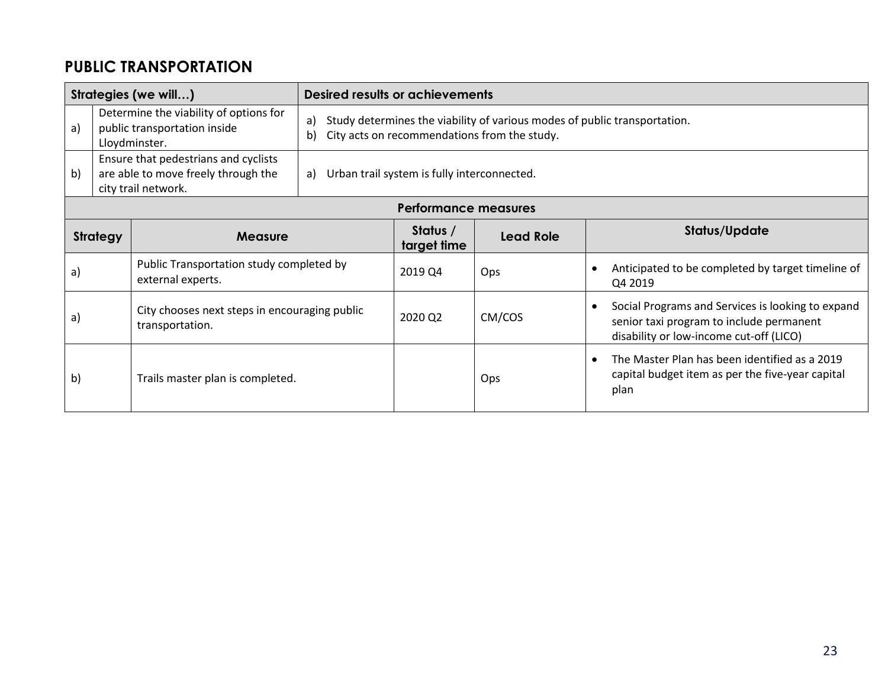## PUBLIC TRANSPORTATION

| | Strategies (we will…) | Desired results or achievements |
|---|---|---|
| a) | Determine the viability of options for public transportation inside Lloydminster. | a) Study determines the viability of various modes of public transportation.<br>b) City acts on recommendations from the study. |
| b) | Ensure that pedestrians and cyclists are able to move freely through the city trail network. | a) Urban trail system is fully interconnected. |

**Performance measures**

| Strategy | Measure | Status / target time | Lead Role | Status/Update |
|---|---|---|---|---|
| a) | Public Transportation study completed by external experts. | 2019 Q4 | Ops | • Anticipated to be completed by target timeline of Q4 2019 |
| a) | City chooses next steps in encouraging public transportation. | 2020 Q2 | CM/COS | • Social Programs and Services is looking to expand senior taxi program to include permanent disability or low-income cut-off (LICO) |
| b) | Trails master plan is completed. | | Ops | • The Master Plan has been identified as a 2019 capital budget item as per the five-year capital plan |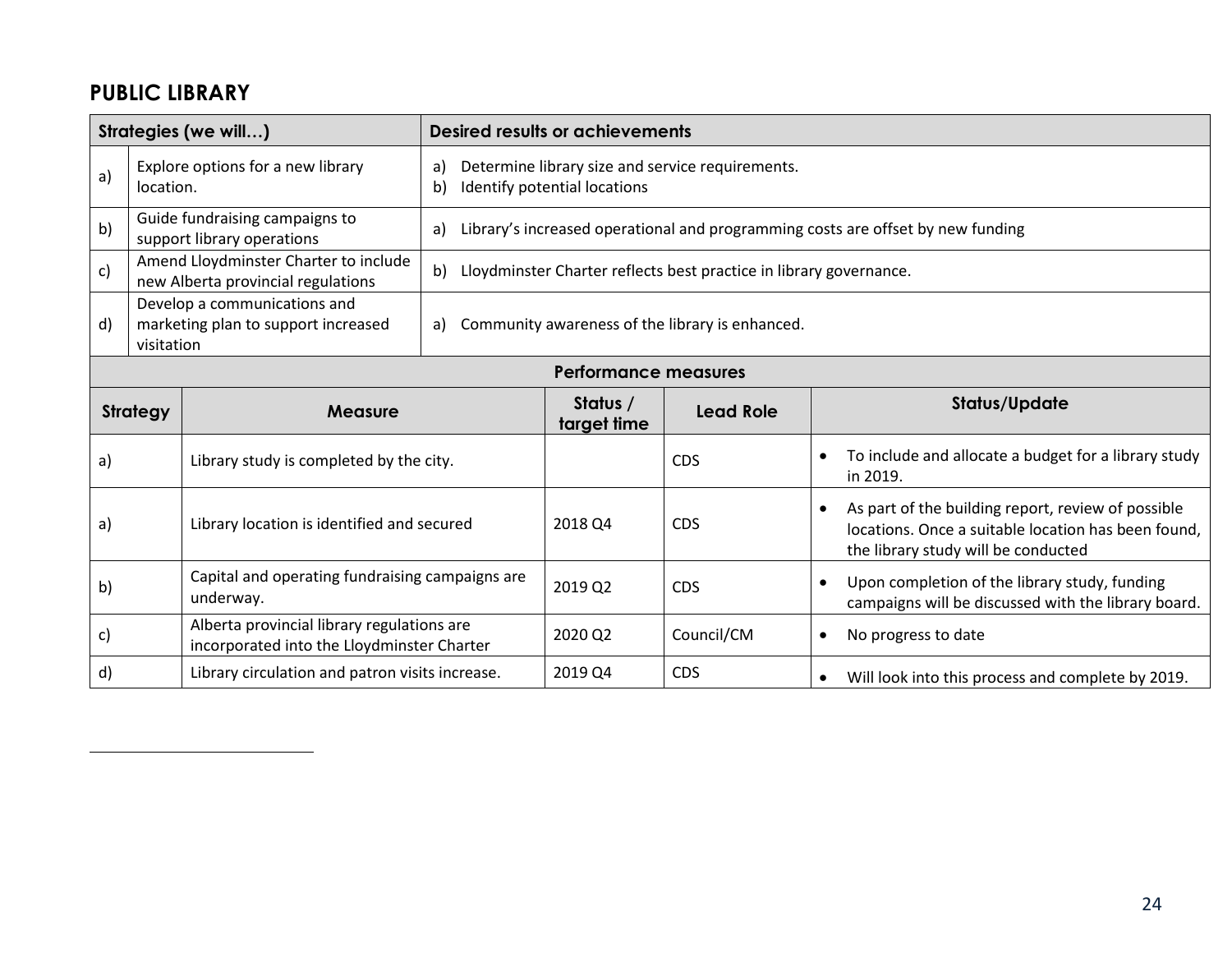## PUBLIC LIBRARY

| Strategies (we will…) | | Desired results or achievements |
|---|---|---|
| a) | Explore options for a new library location. | a) Determine library size and service requirements.<br>b) Identify potential locations |
| b) | Guide fundraising campaigns to support library operations | a) Library's increased operational and programming costs are offset by new funding |
| c) | Amend Lloydminster Charter to include new Alberta provincial regulations | b) Lloydminster Charter reflects best practice in library governance. |
| d) | Develop a communications and marketing plan to support increased visitation | a) Community awareness of the library is enhanced. |

**Performance measures**

| Strategy | Measure | Status / target time | Lead Role | Status/Update |
|---|---|---|---|---|
| a) | Library study is completed by the city. | | CDS | • To include and allocate a budget for a library study in 2019. |
| a) | Library location is identified and secured | 2018 Q4 | CDS | • As part of the building report, review of possible locations. Once a suitable location has been found, the library study will be conducted |
| b) | Capital and operating fundraising campaigns are underway. | 2019 Q2 | CDS | • Upon completion of the library study, funding campaigns will be discussed with the library board. |
| c) | Alberta provincial library regulations are incorporated into the Lloydminster Charter | 2020 Q2 | Council/CM | • No progress to date |
| d) | Library circulation and patron visits increase. | 2019 Q4 | CDS | • Will look into this process and complete by 2019. |